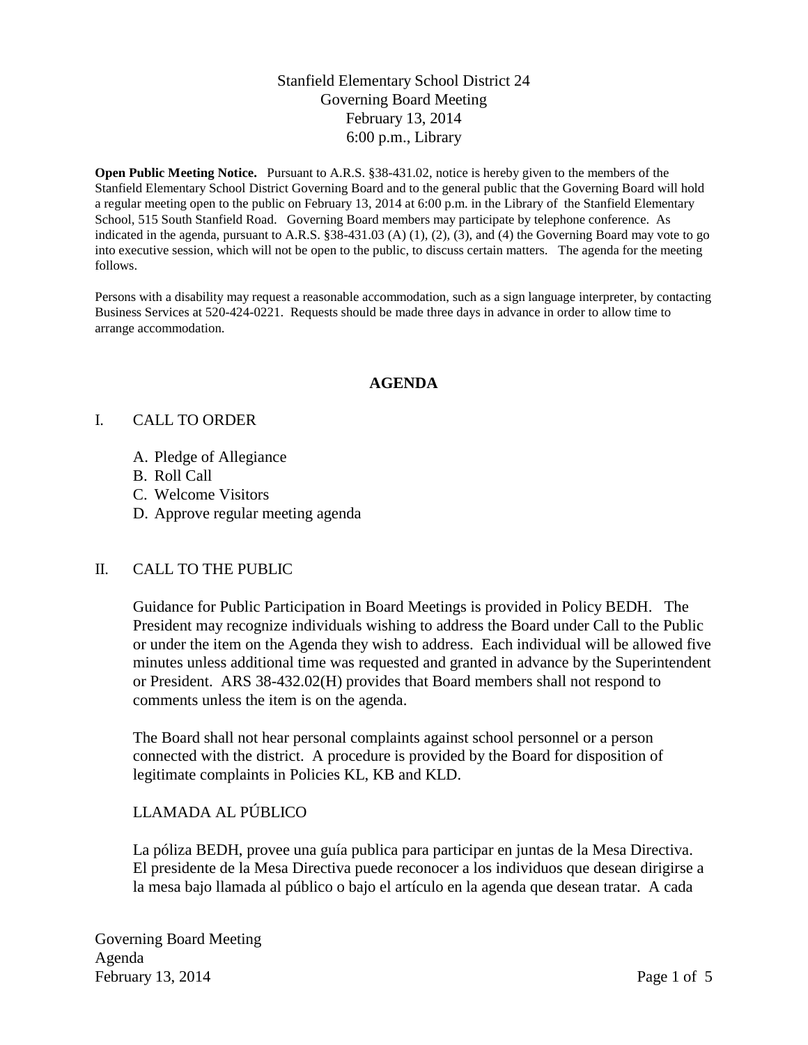# Stanfield Elementary School District 24
# Governing Board Meeting
# February 13, 2014
# 6:00 p.m., Library

**Open Public Meeting Notice.** Pursuant to A.R.S. §38-431.02, notice is hereby given to the members of the Stanfield Elementary School District Governing Board and to the general public that the Governing Board will hold a regular meeting open to the public on February 13, 2014 at 6:00 p.m. in the Library of the Stanfield Elementary School, 515 South Stanfield Road. Governing Board members may participate by telephone conference. As indicated in the agenda, pursuant to A.R.S. §38-431.03 (A) (1), (2), (3), and (4) the Governing Board may vote to go into executive session, which will not be open to the public, to discuss certain matters. The agenda for the meeting follows.

Persons with a disability may request a reasonable accommodation, such as a sign language interpreter, by contacting Business Services at 520-424-0221. Requests should be made three days in advance in order to allow time to arrange accommodation.

## AGENDA

### I. CALL TO ORDER

A. Pledge of Allegiance
B. Roll Call
C. Welcome Visitors
D. Approve regular meeting agenda

### II. CALL TO THE PUBLIC

Guidance for Public Participation in Board Meetings is provided in Policy BEDH. The President may recognize individuals wishing to address the Board under Call to the Public or under the item on the Agenda they wish to address. Each individual will be allowed five minutes unless additional time was requested and granted in advance by the Superintendent or President. ARS 38-432.02(H) provides that Board members shall not respond to comments unless the item is on the agenda.

The Board shall not hear personal complaints against school personnel or a person connected with the district. A procedure is provided by the Board for disposition of legitimate complaints in Policies KL, KB and KLD.

LLAMADA AL PÚBLICO

La póliza BEDH, provee una guía publica para participar en juntas de la Mesa Directiva. El presidente de la Mesa Directiva puede reconocer a los individuos que desean dirigirse a la mesa bajo llamada al público o bajo el artículo en la agenda que desean tratar. A cada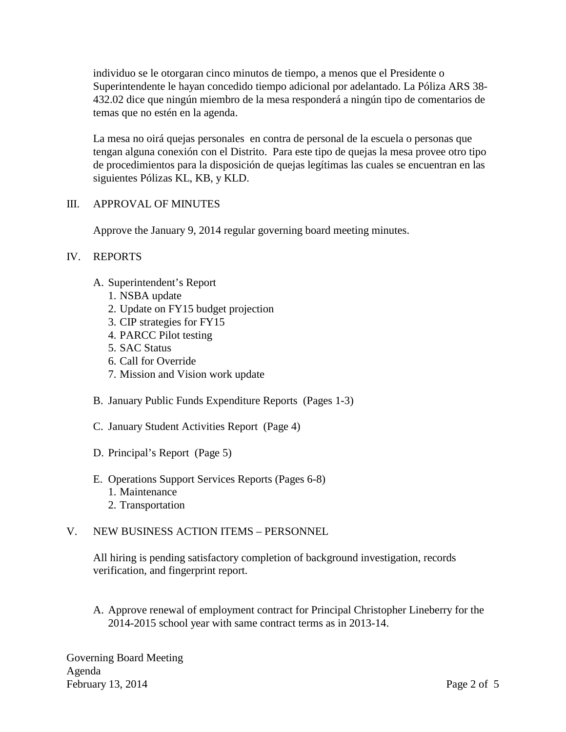individuo se le otorgaran cinco minutos de tiempo, a menos que el Presidente o Superintendente le hayan concedido tiempo adicional por adelantado. La Póliza ARS 38-432.02 dice que ningún miembro de la mesa responderá a ningún tipo de comentarios de temas que no estén en la agenda.

La mesa no oirá quejas personales en contra de personal de la escuela o personas que tengan alguna conexión con el Distrito. Para este tipo de quejas la mesa provee otro tipo de procedimientos para la disposición de quejas legítimas las cuales se encuentran en las siguientes Pólizas KL, KB, y KLD.

## III. APPROVAL OF MINUTES

Approve the January 9, 2014 regular governing board meeting minutes.

## IV. REPORTS

A. Superintendent's Report
   1. NSBA update
   2. Update on FY15 budget projection
   3. CIP strategies for FY15
   4. PARCC Pilot testing
   5. SAC Status
   6. Call for Override
   7. Mission and Vision work update

B. January Public Funds Expenditure Reports (Pages 1-3)

C. January Student Activities Report (Page 4)

D. Principal's Report (Page 5)

E. Operations Support Services Reports (Pages 6-8)
   1. Maintenance
   2. Transportation

## V. NEW BUSINESS ACTION ITEMS – PERSONNEL

All hiring is pending satisfactory completion of background investigation, records verification, and fingerprint report.

A. Approve renewal of employment contract for Principal Christopher Lineberry for the 2014-2015 school year with same contract terms as in 2013-14.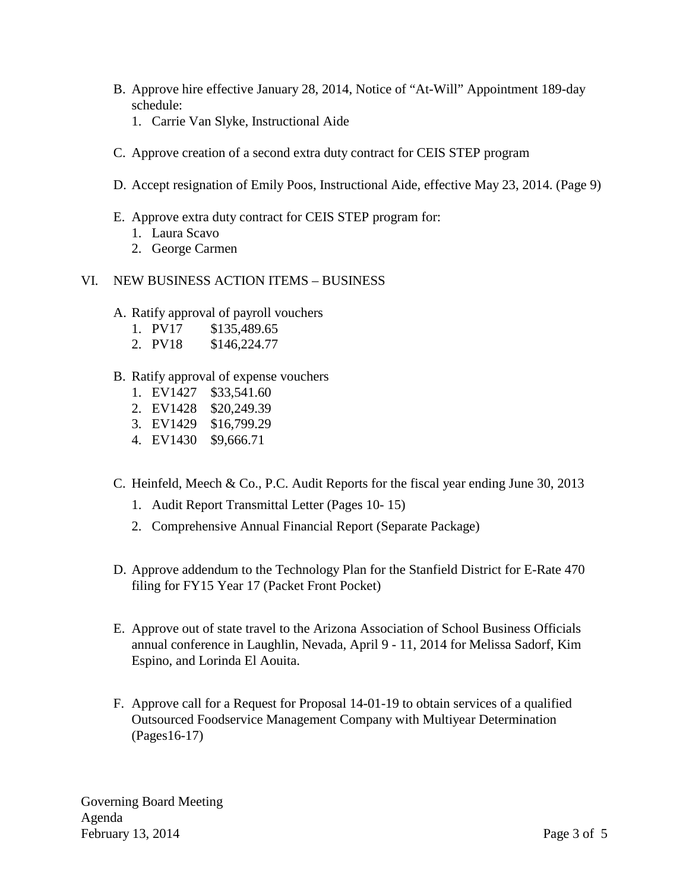B. Approve hire effective January 28, 2014, Notice of "At-Will" Appointment 189-day schedule:
   1. Carrie Van Slyke, Instructional Aide

C. Approve creation of a second extra duty contract for CEIS STEP program

D. Accept resignation of Emily Poos, Instructional Aide, effective May 23, 2014. (Page 9)

E. Approve extra duty contract for CEIS STEP program for:
   1. Laura Scavo
   2. George Carmen

VI. NEW BUSINESS ACTION ITEMS – BUSINESS

A. Ratify approval of payroll vouchers
   1. PV17 $135,489.65
   2. PV18 $146,224.77

B. Ratify approval of expense vouchers
   1. EV1427 $33,541.60
   2. EV1428 $20,249.39
   3. EV1429 $16,799.29
   4. EV1430 $9,666.71

C. Heinfeld, Meech & Co., P.C. Audit Reports for the fiscal year ending June 30, 2013
   1. Audit Report Transmittal Letter (Pages 10- 15)
   2. Comprehensive Annual Financial Report (Separate Package)

D. Approve addendum to the Technology Plan for the Stanfield District for E-Rate 470 filing for FY15 Year 17 (Packet Front Pocket)

E. Approve out of state travel to the Arizona Association of School Business Officials annual conference in Laughlin, Nevada, April 9 - 11, 2014 for Melissa Sadorf, Kim Espino, and Lorinda El Aouita.

F. Approve call for a Request for Proposal 14-01-19 to obtain services of a qualified Outsourced Foodservice Management Company with Multiyear Determination (Pages16-17)

Governing Board Meeting
Agenda
February 13, 2014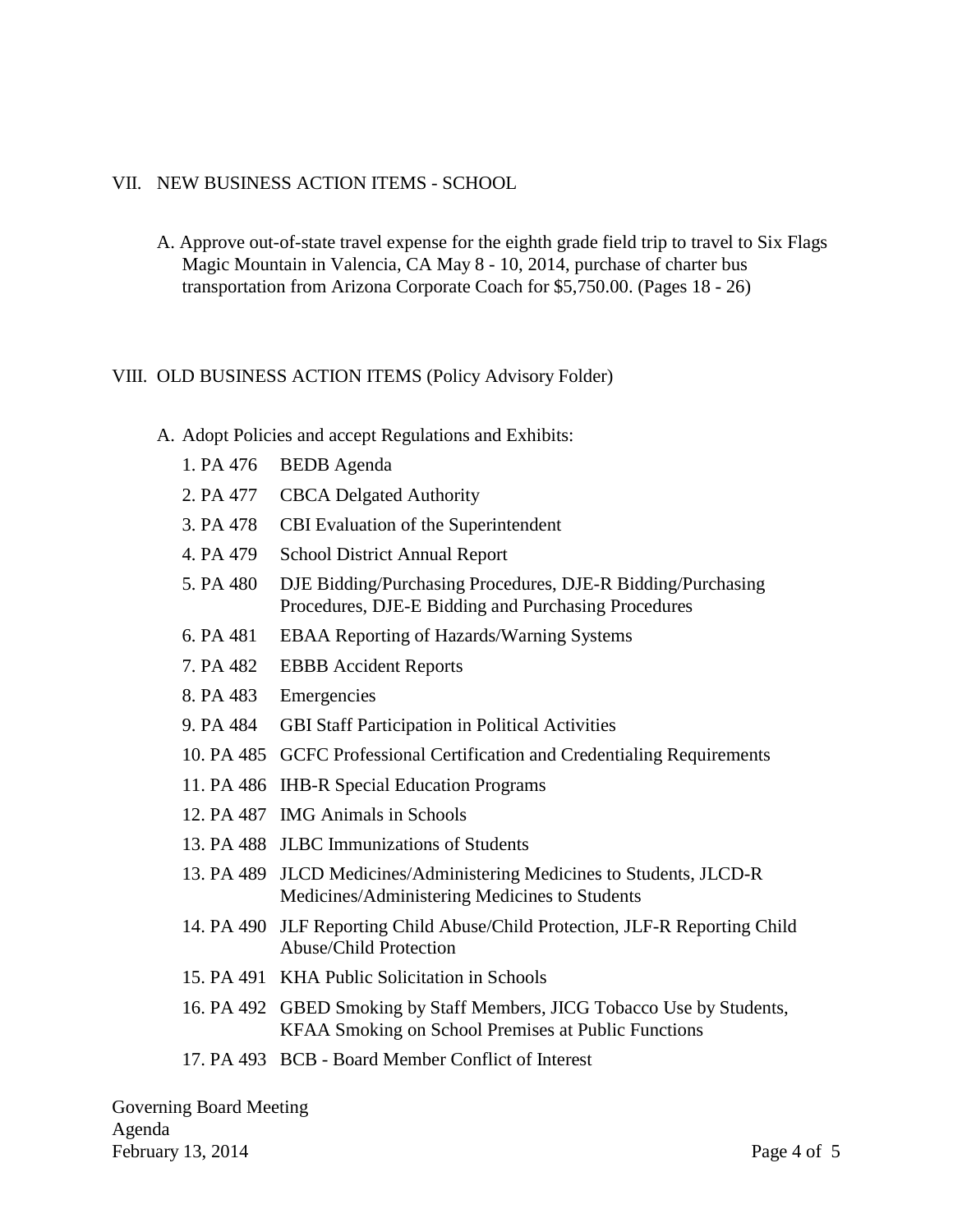## VII. NEW BUSINESS ACTION ITEMS - SCHOOL

A. Approve out-of-state travel expense for the eighth grade field trip to travel to Six Flags Magic Mountain in Valencia, CA May 8 - 10, 2014, purchase of charter bus transportation from Arizona Corporate Coach for $5,750.00. (Pages 18 - 26)

## VIII. OLD BUSINESS ACTION ITEMS (Policy Advisory Folder)

A. Adopt Policies and accept Regulations and Exhibits:

1. PA 476 BEDB Agenda
2. PA 477 CBCA Delgated Authority
3. PA 478 CBI Evaluation of the Superintendent
4. PA 479 School District Annual Report
5. PA 480 DJE Bidding/Purchasing Procedures, DJE-R Bidding/Purchasing Procedures, DJE-E Bidding and Purchasing Procedures
6. PA 481 EBAA Reporting of Hazards/Warning Systems
7. PA 482 EBBB Accident Reports
8. PA 483 Emergencies
9. PA 484 GBI Staff Participation in Political Activities
10. PA 485 GCFC Professional Certification and Credentialing Requirements
11. PA 486 IHB-R Special Education Programs
12. PA 487 IMG Animals in Schools
13. PA 488 JLBC Immunizations of Students
13. PA 489 JLCD Medicines/Administering Medicines to Students, JLCD-R Medicines/Administering Medicines to Students
14. PA 490 JLF Reporting Child Abuse/Child Protection, JLF-R Reporting Child Abuse/Child Protection
15. PA 491 KHA Public Solicitation in Schools
16. PA 492 GBED Smoking by Staff Members, JICG Tobacco Use by Students, KFAA Smoking on School Premises at Public Functions
17. PA 493 BCB - Board Member Conflict of Interest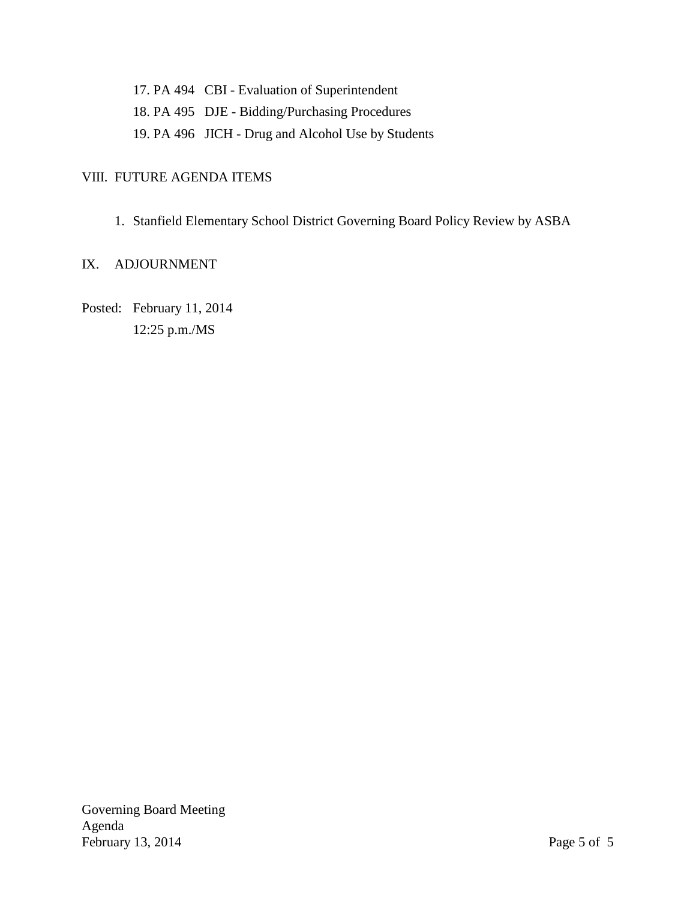17. PA 494 CBI - Evaluation of Superintendent
18. PA 495 DJE - Bidding/Purchasing Procedures
19. PA 496 JICH - Drug and Alcohol Use by Students

## VIII. FUTURE AGENDA ITEMS

1. Stanfield Elementary School District Governing Board Policy Review by ASBA

## IX. ADJOURNMENT

Posted: February 11, 2014
12:25 p.m./MS